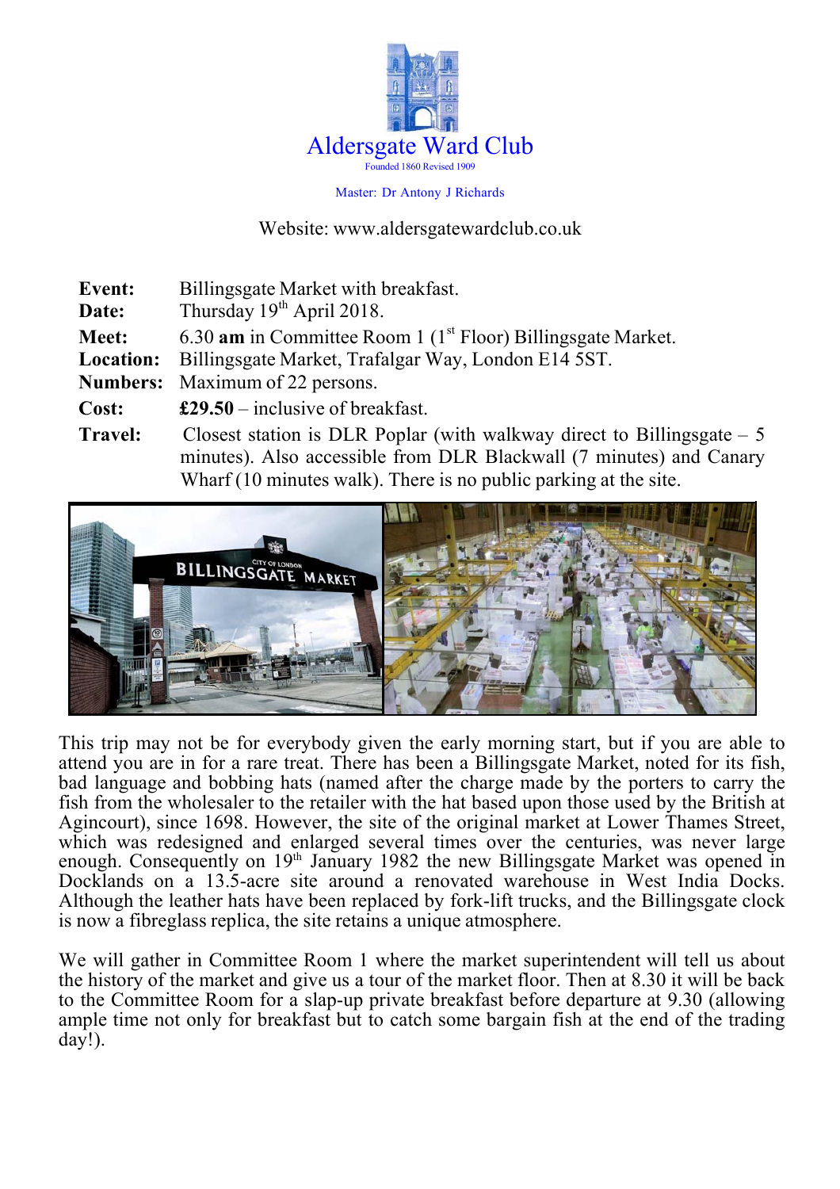# Aldersgate Ward Club

Founded 1860 Revised 1909

Master: Dr Antony J Richards

Website: www.aldersgatewardclub.co.uk

| | |
|---|---|
| **Event:** | Billingsgate Market with breakfast. |
| **Date:** | Thursday 19th April 2018. |
| **Meet:** | 6.30 **am** in Committee Room 1 (1st Floor) Billingsgate Market. |
| **Location:** | Billingsgate Market, Trafalgar Way, London E14 5ST. |
| **Numbers:** | Maximum of 22 persons. |
| **Cost:** | **£29.50** – inclusive of breakfast. |
| **Travel:** | Closest station is DLR Poplar (with walkway direct to Billingsgate – 5 minutes). Also accessible from DLR Blackwall (7 minutes) and Canary Wharf (10 minutes walk). There is no public parking at the site. |

This trip may not be for everybody given the early morning start, but if you are able to attend you are in for a rare treat. There has been a Billingsgate Market, noted for its fish, bad language and bobbing hats (named after the charge made by the porters to carry the fish from the wholesaler to the retailer with the hat based upon those used by the British at Agincourt), since 1698. However, the site of the original market at Lower Thames Street, which was redesigned and enlarged several times over the centuries, was never large enough. Consequently on 19th January 1982 the new Billingsgate Market was opened in Docklands on a 13.5-acre site around a renovated warehouse in West India Docks. Although the leather hats have been replaced by fork-lift trucks, and the Billingsgate clock is now a fibreglass replica, the site retains a unique atmosphere.

We will gather in Committee Room 1 where the market superintendent will tell us about the history of the market and give us a tour of the market floor. Then at 8.30 it will be back to the Committee Room for a slap-up private breakfast before departure at 9.30 (allowing ample time not only for breakfast but to catch some bargain fish at the end of the trading day!).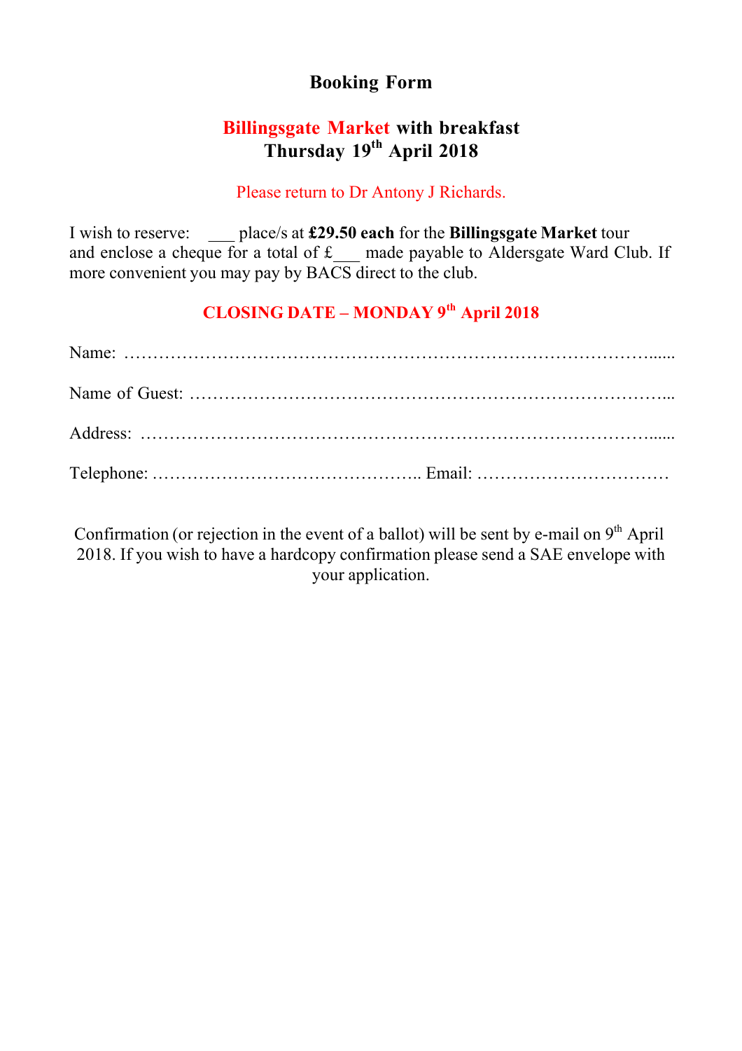# Booking Form

## Billingsgate Market with breakfast
## Thursday 19th April 2018

Please return to Dr Antony J Richards.

I wish to reserve: ___ place/s at **£29.50 each** for the **Billingsgate Market** tour and enclose a cheque for a total of £___ made payable to Aldersgate Ward Club. If more convenient you may pay by BACS direct to the club.

**CLOSING DATE – MONDAY 9th April 2018**

Name: ……………………………………………………………………………......

Name of Guest: …………………………………………………………………...

Address: ……………………………………………………………………….......

Telephone: ……………………………………….. Email: ……………………………

Confirmation (or rejection in the event of a ballot) will be sent by e-mail on 9th April 2018. If you wish to have a hardcopy confirmation please send a SAE envelope with your application.